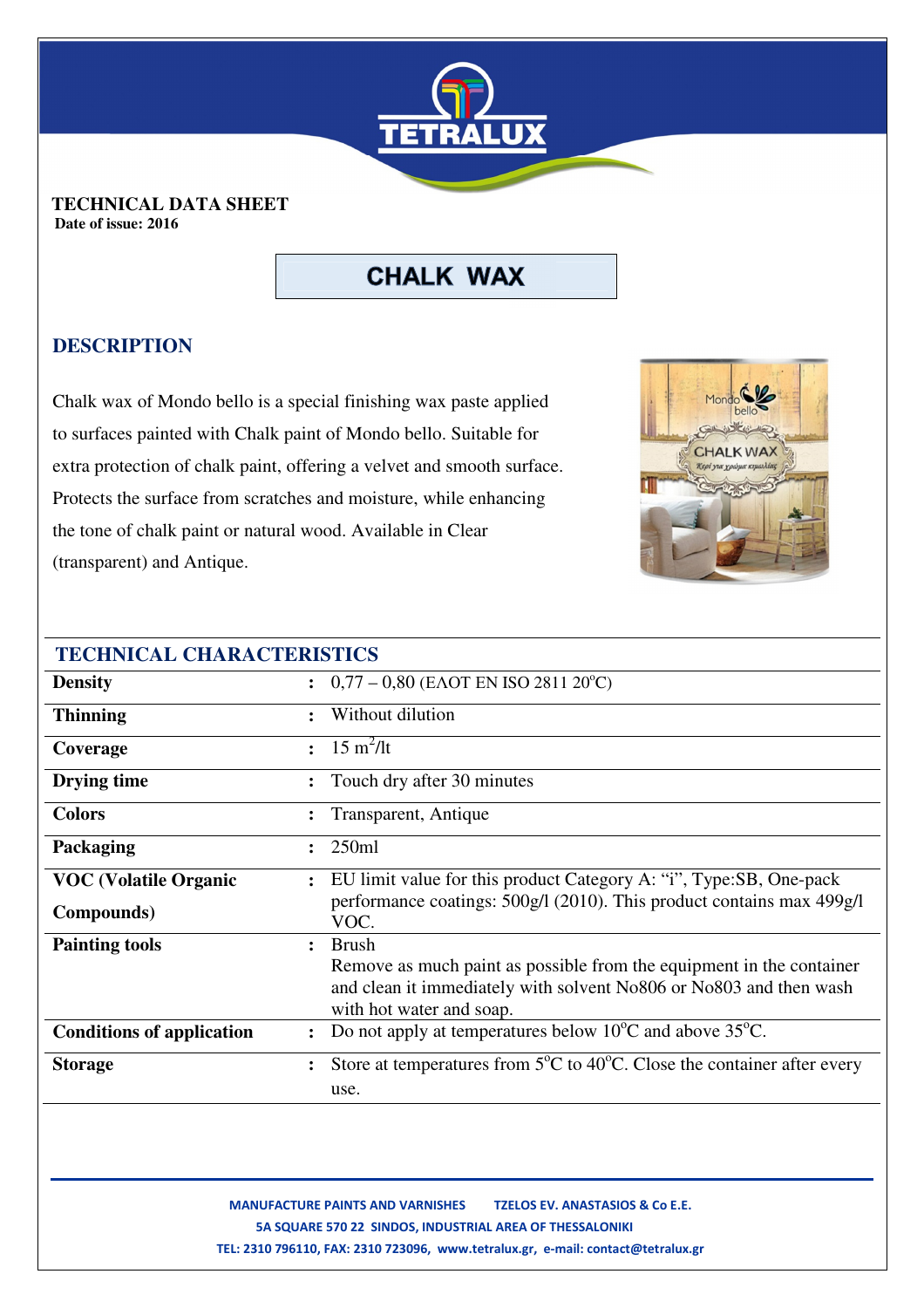**TECHNICAL DATA SHEET**
**Date of issue: 2016**

# CHALK WAX

## DESCRIPTION

Chalk wax of Mondo bello is a special finishing wax paste applied to surfaces painted with Chalk paint of Mondo bello. Suitable for extra protection of chalk paint, offering a velvet and smooth surface. Protects the surface from scratches and moisture, while enhancing the tone of chalk paint or natural wood. Available in Clear (transparent) and Antique.

## TECHNICAL CHARACTERISTICS

| | | |
|---|---|---|
| **Density** | : | 0,77 – 0,80 (ΕΛΟΤ EN ISO 2811 20$^{o}$C) |
| **Thinning** | : | Without dilution |
| **Coverage** | : | 15 $m^2$/lt |
| **Drying time** | : | Touch dry after 30 minutes |
| **Colors** | : | Transparent, Antique |
| **Packaging** | : | 250ml |
| **VOC (Volatile Organic Compounds)** | : | EU limit value for this product Category A: "i", Type:SB, One-pack performance coatings: 500g/l (2010). This product contains max 499g/l VOC. |
| **Painting tools** | : | Brush<br>Remove as much paint as possible from the equipment in the container and clean it immediately with solvent No806 or No803 and then wash with hot water and soap. |
| **Conditions of application** | : | Do not apply at temperatures below 10$^{o}$C and above 35$^{o}$C. |
| **Storage** | : | Store at temperatures from 5$^{o}$C to 40$^{o}$C. Close the container after every use. |

MANUFACTURE PAINTS AND VARNISHES TZELOS EV. ANASTASIOS & Co E.E.
5A SQUARE 570 22 SINDOS, INDUSTRIAL AREA OF THESSALONIKI
TEL: 2310 796110, FAX: 2310 723096, www.tetralux.gr, e-mail: contact@tetralux.gr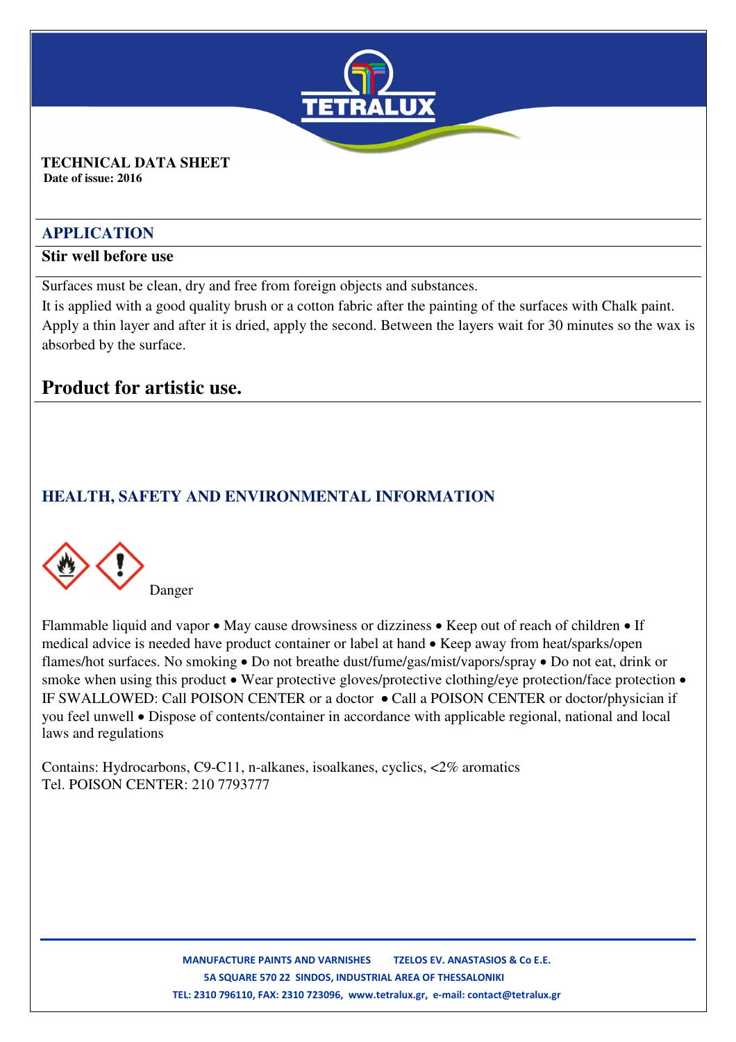**TECHNICAL DATA SHEET**
**Date of issue: 2016**

## APPLICATION

**Stir well before use**

Surfaces must be clean, dry and free from foreign objects and substances.
It is applied with a good quality brush or a cotton fabric after the painting of the surfaces with Chalk paint. Apply a thin layer and after it is dried, apply the second. Between the layers wait for 30 minutes so the wax is absorbed by the surface.

## Product for artistic use.

## HEALTH, SAFETY AND ENVIRONMENTAL INFORMATION

Danger

Flammable liquid and vapor • May cause drowsiness or dizziness • Keep out of reach of children • If medical advice is needed have product container or label at hand • Keep away from heat/sparks/open flames/hot surfaces. No smoking • Do not breathe dust/fume/gas/mist/vapors/spray • Do not eat, drink or smoke when using this product • Wear protective gloves/protective clothing/eye protection/face protection • IF SWALLOWED: Call POISON CENTER or a doctor • Call a POISON CENTER or doctor/physician if you feel unwell • Dispose of contents/container in accordance with applicable regional, national and local laws and regulations

Contains: Hydrocarbons, C9-C11, n-alkanes, isoalkanes, cyclics, <2% aromatics
Tel. POISON CENTER: 210 7793777

MANUFACTURE PAINTS AND VARNISHES TZELOS EV. ANASTASIOS & Co E.E.
5A SQUARE 570 22 SINDOS, INDUSTRIAL AREA OF THESSALONIKI
TEL: 2310 796110, FAX: 2310 723096, www.tetralux.gr, e-mail: contact@tetralux.gr